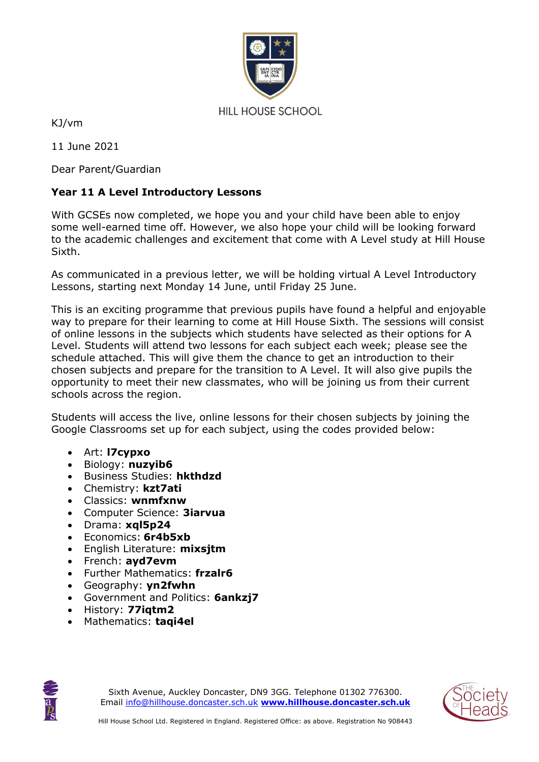HILL HOUSE SCHOOL

KJ/vm

11 June 2021

Dear Parent/Guardian

**Year 11 A Level Introductory Lessons**

With GCSEs now completed, we hope you and your child have been able to enjoy some well-earned time off. However, we also hope your child will be looking forward to the academic challenges and excitement that come with A Level study at Hill House Sixth.

As communicated in a previous letter, we will be holding virtual A Level Introductory Lessons, starting next Monday 14 June, until Friday 25 June.

This is an exciting programme that previous pupils have found a helpful and enjoyable way to prepare for their learning to come at Hill House Sixth. The sessions will consist of online lessons in the subjects which students have selected as their options for A Level. Students will attend two lessons for each subject each week; please see the schedule attached. This will give them the chance to get an introduction to their chosen subjects and prepare for the transition to A Level. It will also give pupils the opportunity to meet their new classmates, who will be joining us from their current schools across the region.

Students will access the live, online lessons for their chosen subjects by joining the Google Classrooms set up for each subject, using the codes provided below:

- Art: **l7cypxo**
- Biology: **nuzyib6**
- Business Studies: **hkthdzd**
- Chemistry: **kzt7ati**
- Classics: **wnmfxnw**
- Computer Science: **3iarvua**
- Drama: **xql5p24**
- Economics: **6r4b5xb**
- English Literature: **mixsjtm**
- French: **ayd7evm**
- Further Mathematics: **frzalr6**
- Geography: **yn2fwhn**
- Government and Politics: **6ankzj7**
- History: **77iqtm2**
- Mathematics: **taqi4el**

Sixth Avenue, Auckley Doncaster, DN9 3GG. Telephone 01302 776300.
Email info@hillhouse.doncaster.sch.uk **www.hillhouse.doncaster.sch.uk**

Hill House School Ltd. Registered in England. Registered Office: as above. Registration No 908443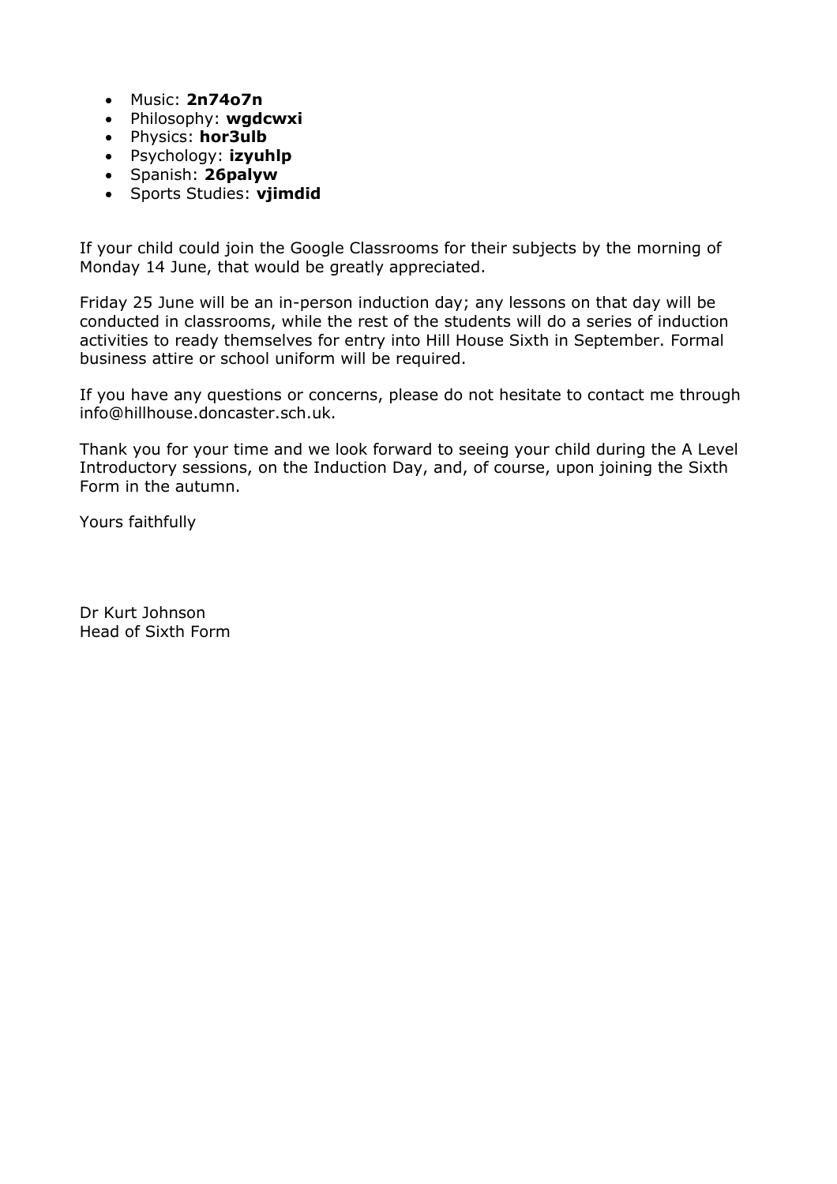- Music: **2n74o7n**
- Philosophy: **wgdcwxi**
- Physics: **hor3ulb**
- Psychology: **izyuhlp**
- Spanish: **26palyw**
- Sports Studies: **vjimdid**

If your child could join the Google Classrooms for their subjects by the morning of Monday 14 June, that would be greatly appreciated.

Friday 25 June will be an in-person induction day; any lessons on that day will be conducted in classrooms, while the rest of the students will do a series of induction activities to ready themselves for entry into Hill House Sixth in September. Formal business attire or school uniform will be required.

If you have any questions or concerns, please do not hesitate to contact me through info@hillhouse.doncaster.sch.uk.

Thank you for your time and we look forward to seeing your child during the A Level Introductory sessions, on the Induction Day, and, of course, upon joining the Sixth Form in the autumn.

Yours faithfully

Dr Kurt Johnson
Head of Sixth Form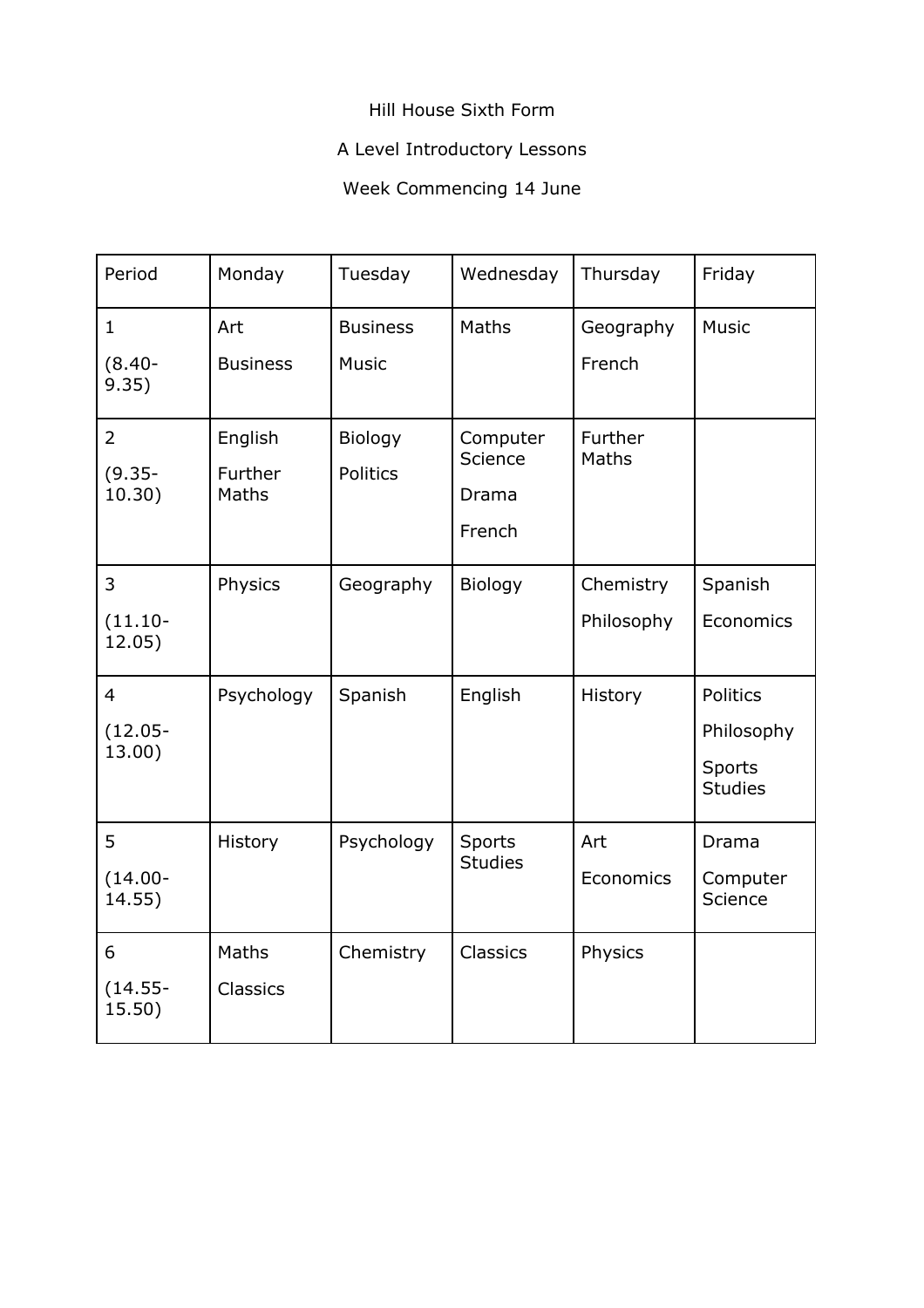Hill House Sixth Form

A Level Introductory Lessons

Week Commencing 14 June

| Period | Monday | Tuesday | Wednesday | Thursday | Friday |
|---|---|---|---|---|---|
| 1 (8.40-9.35) | Art<br>Business | Business<br>Music | Maths | Geography<br>French | Music |
| 2 (9.35-10.30) | English<br>Further Maths | Biology<br>Politics | Computer Science<br>Drama<br>French | Further Maths | |
| 3 (11.10-12.05) | Physics | Geography | Biology | Chemistry<br>Philosophy | Spanish<br>Economics |
| 4 (12.05-13.00) | Psychology | Spanish | English | History | Politics<br>Philosophy<br>Sports Studies |
| 5 (14.00-14.55) | History | Psychology | Sports Studies | Art<br>Economics | Drama<br>Computer Science |
| 6 (14.55-15.50) | Maths<br>Classics | Chemistry | Classics | Physics | |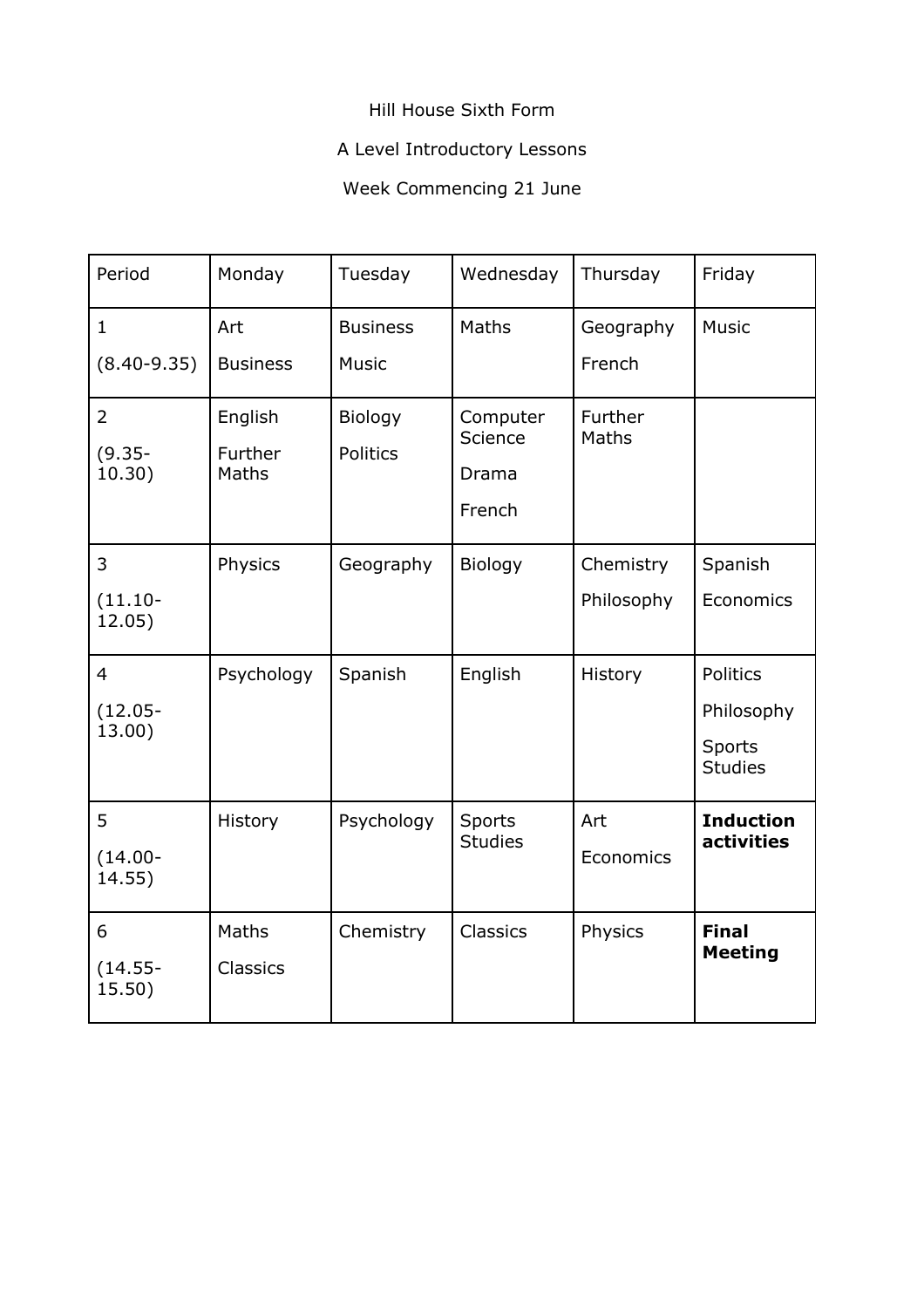Hill House Sixth Form

A Level Introductory Lessons

Week Commencing 21 June

| Period | Monday | Tuesday | Wednesday | Thursday | Friday |
|---|---|---|---|---|---|
| 1 (8.40-9.35) | Art<br>Business | Business<br>Music | Maths | Geography<br>French | Music |
| 2 (9.35-10.30) | English<br>Further Maths | Biology<br>Politics | Computer Science<br>Drama<br>French | Further Maths | |
| 3 (11.10-12.05) | Physics | Geography | Biology | Chemistry<br>Philosophy | Spanish<br>Economics |
| 4 (12.05-13.00) | Psychology | Spanish | English | History | Politics<br>Philosophy<br>Sports Studies |
| 5 (14.00-14.55) | History | Psychology | Sports Studies | Art<br>Economics | **Induction activities** |
| 6 (14.55-15.50) | Maths<br>Classics | Chemistry | Classics | Physics | **Final Meeting** |